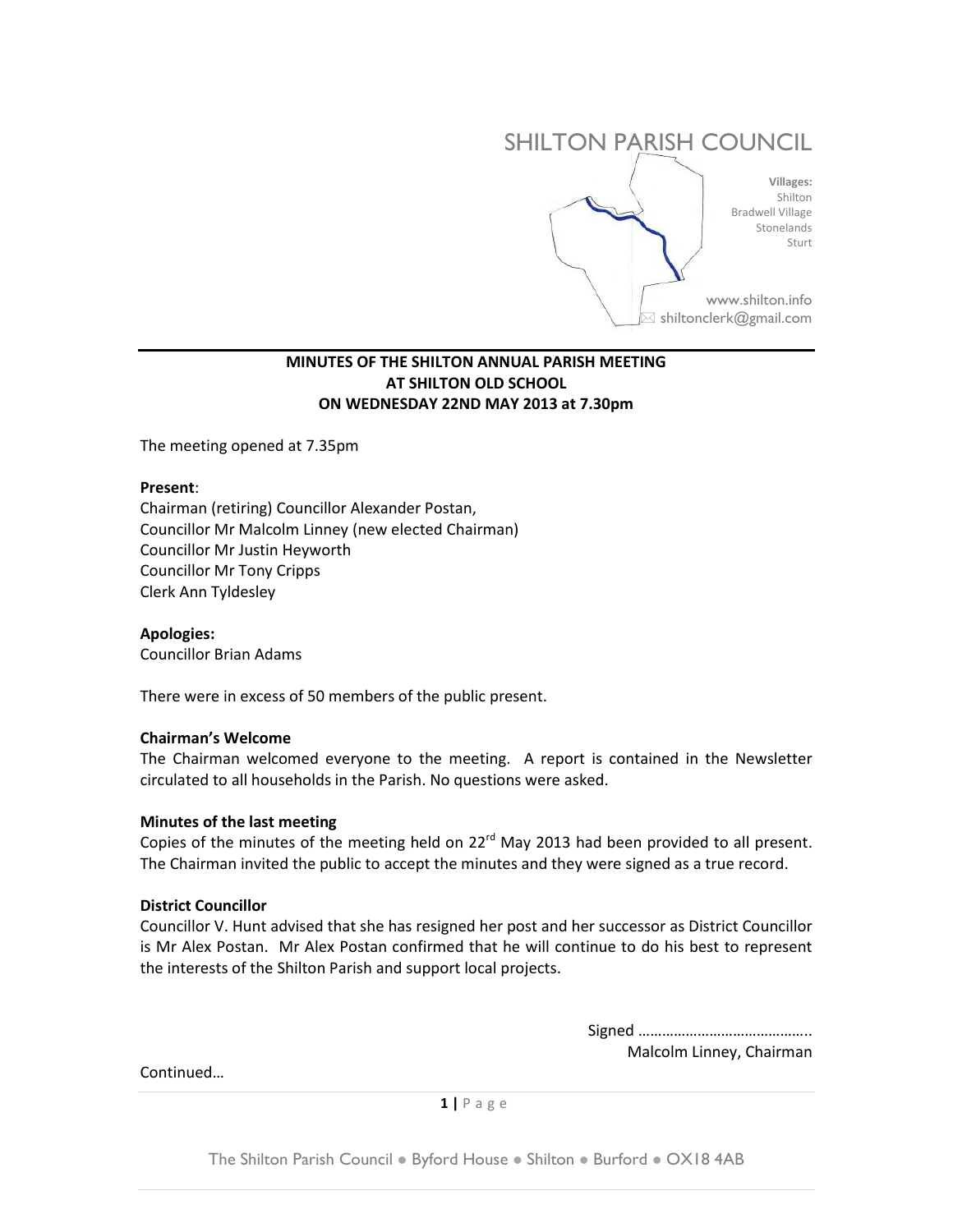# SHILTON PARISH COUNCIL

**Villages:**
Shilton
Bradwell Village
Stonelands
Sturt

www.shilton.info
shiltonclerk@gmail.com

**MINUTES OF THE SHILTON ANNUAL PARISH MEETING**
**AT SHILTON OLD SCHOOL**
**ON WEDNESDAY 22ND MAY 2013 at 7.30pm**

The meeting opened at 7.35pm

**Present**:
Chairman (retiring) Councillor Alexander Postan,
Councillor Mr Malcolm Linney (new elected Chairman)
Councillor Mr Justin Heyworth
Councillor Mr Tony Cripps
Clerk Ann Tyldesley

**Apologies:**
Councillor Brian Adams

There were in excess of 50 members of the public present.

**Chairman's Welcome**
The Chairman welcomed everyone to the meeting. A report is contained in the Newsletter circulated to all households in the Parish. No questions were asked.

**Minutes of the last meeting**
Copies of the minutes of the meeting held on 22rd May 2013 had been provided to all present. The Chairman invited the public to accept the minutes and they were signed as a true record.

**District Councillor**
Councillor V. Hunt advised that she has resigned her post and her successor as District Councillor is Mr Alex Postan. Mr Alex Postan confirmed that he will continue to do his best to represent the interests of the Shilton Parish and support local projects.

Signed ……………………………………..
Malcolm Linney, Chairman

Continued…

The Shilton Parish Council ● Byford House ● Shilton ● Burford ● OX18 4AB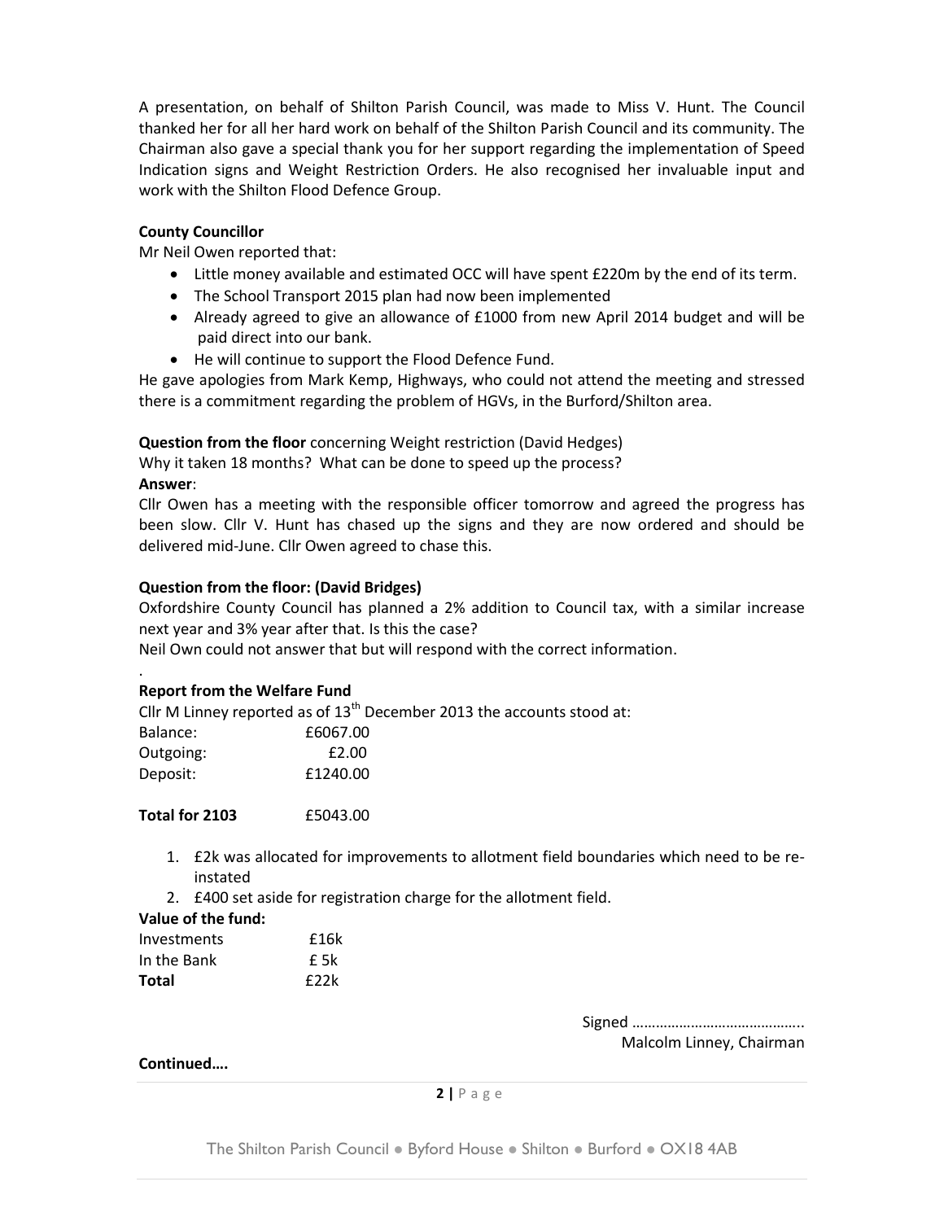A presentation, on behalf of Shilton Parish Council, was made to Miss V. Hunt. The Council thanked her for all her hard work on behalf of the Shilton Parish Council and its community. The Chairman also gave a special thank you for her support regarding the implementation of Speed Indication signs and Weight Restriction Orders. He also recognised her invaluable input and work with the Shilton Flood Defence Group.

**County Councillor**

Mr Neil Owen reported that:

- Little money available and estimated OCC will have spent £220m by the end of its term.
- The School Transport 2015 plan had now been implemented
- Already agreed to give an allowance of £1000 from new April 2014 budget and will be paid direct into our bank.
- He will continue to support the Flood Defence Fund.

He gave apologies from Mark Kemp, Highways, who could not attend the meeting and stressed there is a commitment regarding the problem of HGVs, in the Burford/Shilton area.

**Question from the floor** concerning Weight restriction (David Hedges)

Why it taken 18 months? What can be done to speed up the process?

**Answer**:

Cllr Owen has a meeting with the responsible officer tomorrow and agreed the progress has been slow. Cllr V. Hunt has chased up the signs and they are now ordered and should be delivered mid-June. Cllr Owen agreed to chase this.

**Question from the floor: (David Bridges)**

Oxfordshire County Council has planned a 2% addition to Council tax, with a similar increase next year and 3% year after that. Is this the case?

Neil Own could not answer that but will respond with the correct information.

.

**Report from the Welfare Fund**

Cllr M Linney reported as of 13th December 2013 the accounts stood at:

| | |
|---|---|
| Balance: | £6067.00 |
| Outgoing: | £2.00 |
| Deposit: | £1240.00 |
| | |
| **Total for 2103** | £5043.00 |

1. £2k was allocated for improvements to allotment field boundaries which need to be re-instated
2. £400 set aside for registration charge for the allotment field.

**Value of the fund:**

| | |
|---|---|
| Investments | £16k |
| In the Bank | £ 5k |
| **Total** | £22k |

Signed ……………………………………..
Malcolm Linney, Chairman

**Continued….**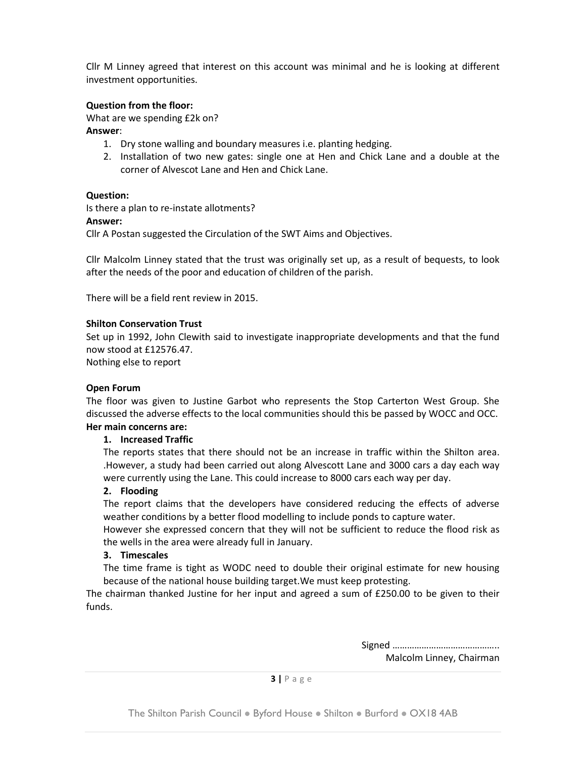Cllr M Linney agreed that interest on this account was minimal and he is looking at different investment opportunities.

**Question from the floor:**
What are we spending £2k on?
**Answer**:

1. Dry stone walling and boundary measures i.e. planting hedging.
2. Installation of two new gates: single one at Hen and Chick Lane and a double at the corner of Alvescot Lane and Hen and Chick Lane.

**Question:**
Is there a plan to re-instate allotments?
**Answer:**
Cllr A Postan suggested the Circulation of the SWT Aims and Objectives.

Cllr Malcolm Linney stated that the trust was originally set up, as a result of bequests, to look after the needs of the poor and education of children of the parish.

There will be a field rent review in 2015.

**Shilton Conservation Trust**
Set up in 1992, John Clewith said to investigate inappropriate developments and that the fund now stood at £12576.47.
Nothing else to report

**Open Forum**
The floor was given to Justine Garbot who represents the Stop Carterton West Group. She discussed the adverse effects to the local communities should this be passed by WOCC and OCC.
**Her main concerns are:**

1. **Increased Traffic**
   The reports states that there should not be an increase in traffic within the Shilton area. .However, a study had been carried out along Alvescott Lane and 3000 cars a day each way were currently using the Lane. This could increase to 8000 cars each way per day.
2. **Flooding**
   The report claims that the developers have considered reducing the effects of adverse weather conditions by a better flood modelling to include ponds to capture water.
   However she expressed concern that they will not be sufficient to reduce the flood risk as the wells in the area were already full in January.
3. **Timescales**
   The time frame is tight as WODC need to double their original estimate for new housing because of the national house building target.We must keep protesting.

The chairman thanked Justine for her input and agreed a sum of £250.00 to be given to their funds.

Signed ……………………………………..
Malcolm Linney, Chairman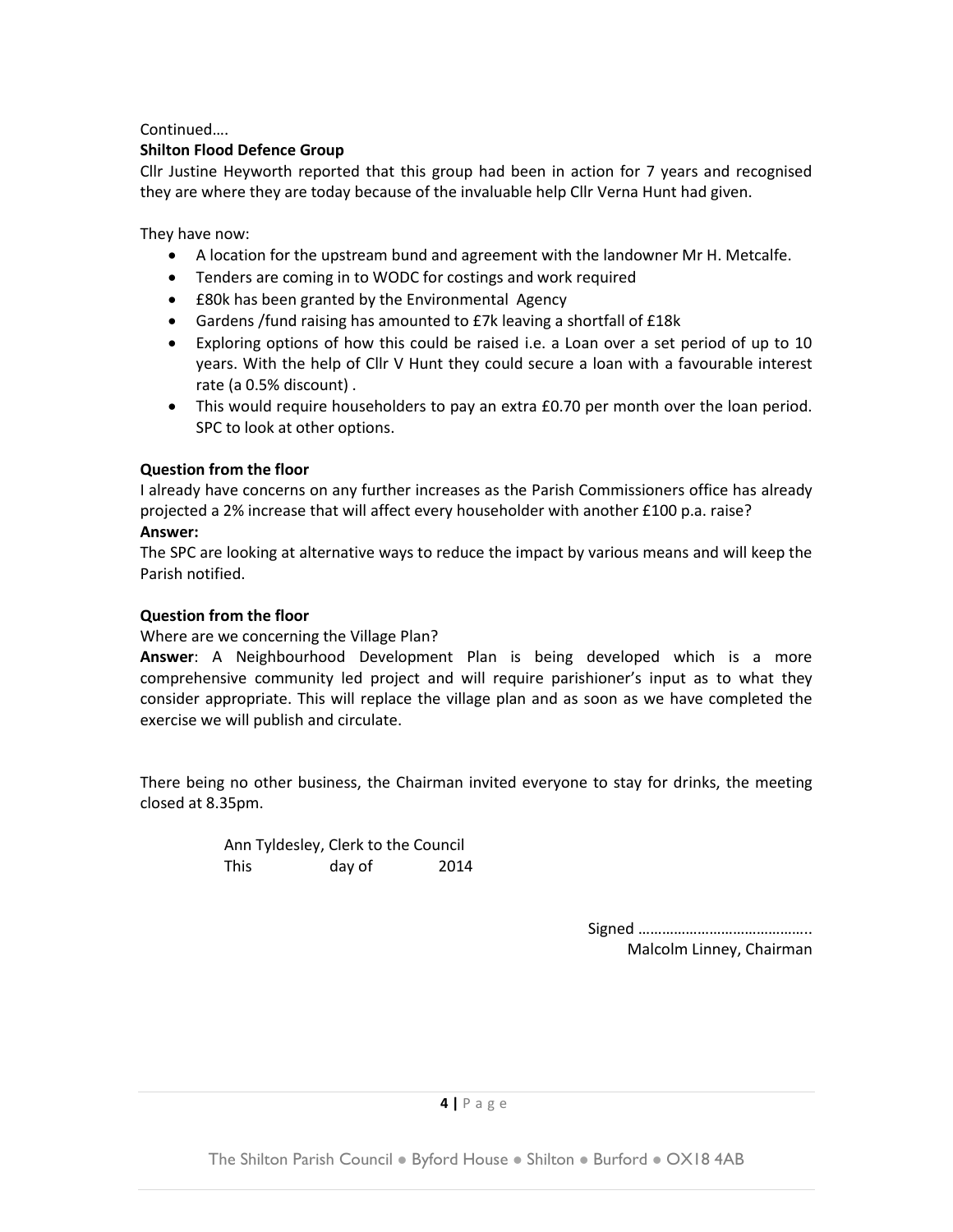Continued….

**Shilton Flood Defence Group**

Cllr Justine Heyworth reported that this group had been in action for 7 years and recognised they are where they are today because of the invaluable help Cllr Verna Hunt had given.

They have now:

- A location for the upstream bund and agreement with the landowner Mr H. Metcalfe.
- Tenders are coming in to WODC for costings and work required
- £80k has been granted by the Environmental Agency
- Gardens /fund raising has amounted to £7k leaving a shortfall of £18k
- Exploring options of how this could be raised i.e. a Loan over a set period of up to 10 years. With the help of Cllr V Hunt they could secure a loan with a favourable interest rate (a 0.5% discount) .
- This would require householders to pay an extra £0.70 per month over the loan period. SPC to look at other options.

**Question from the floor**

I already have concerns on any further increases as the Parish Commissioners office has already projected a 2% increase that will affect every householder with another £100 p.a. raise?

**Answer:**

The SPC are looking at alternative ways to reduce the impact by various means and will keep the Parish notified.

**Question from the floor**

Where are we concerning the Village Plan?

**Answer**: A Neighbourhood Development Plan is being developed which is a more comprehensive community led project and will require parishioner's input as to what they consider appropriate. This will replace the village plan and as soon as we have completed the exercise we will publish and circulate.

There being no other business, the Chairman invited everyone to stay for drinks, the meeting closed at 8.35pm.

Ann Tyldesley, Clerk to the Council
This day of 2014

Signed ……………………………………..
Malcolm Linney, Chairman